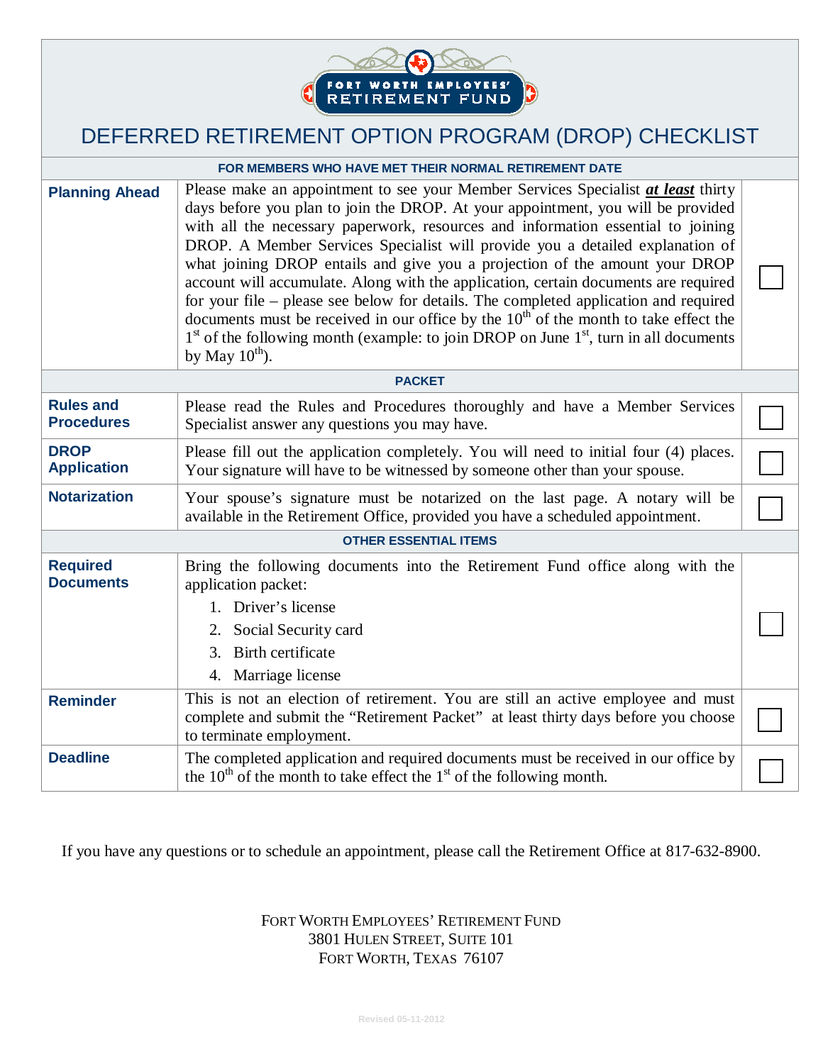FORT WORTH EMPLOYEES' RETIREMENT FUND

# DEFERRED RETIREMENT OPTION PROGRAM (DROP) CHECKLIST

| FOR MEMBERS WHO HAVE MET THEIR NORMAL RETIREMENT DATE | | |
|---|---|---|
| **Planning Ahead** | Please make an appointment to see your Member Services Specialist ***at least*** thirty days before you plan to join the DROP. At your appointment, you will be provided with all the necessary paperwork, resources and information essential to joining DROP. A Member Services Specialist will provide you a detailed explanation of what joining DROP entails and give you a projection of the amount your DROP account will accumulate. Along with the application, certain documents are required for your file – please see below for details. The completed application and required documents must be received in our office by the 10th of the month to take effect the 1st of the following month (example: to join DROP on June 1st, turn in all documents by May 10th). | ☐ |
| **PACKET** | | |
| **Rules and Procedures** | Please read the Rules and Procedures thoroughly and have a Member Services Specialist answer any questions you may have. | ☐ |
| **DROP Application** | Please fill out the application completely. You will need to initial four (4) places. Your signature will have to be witnessed by someone other than your spouse. | ☐ |
| **Notarization** | Your spouse's signature must be notarized on the last page. A notary will be available in the Retirement Office, provided you have a scheduled appointment. | ☐ |
| **OTHER ESSENTIAL ITEMS** | | |
| **Required Documents** | Bring the following documents into the Retirement Fund office along with the application packet:<br>1. Driver's license<br>2. Social Security card<br>3. Birth certificate<br>4. Marriage license | ☐ |
| **Reminder** | This is not an election of retirement. You are still an active employee and must complete and submit the "Retirement Packet" at least thirty days before you choose to terminate employment. | ☐ |
| **Deadline** | The completed application and required documents must be received in our office by the 10th of the month to take effect the 1st of the following month. | ☐ |

If you have any questions or to schedule an appointment, please call the Retirement Office at 817-632-8900.

FORT WORTH EMPLOYEES' RETIREMENT FUND
3801 HULEN STREET, SUITE 101
FORT WORTH, TEXAS 76107

Revised 05-11-2012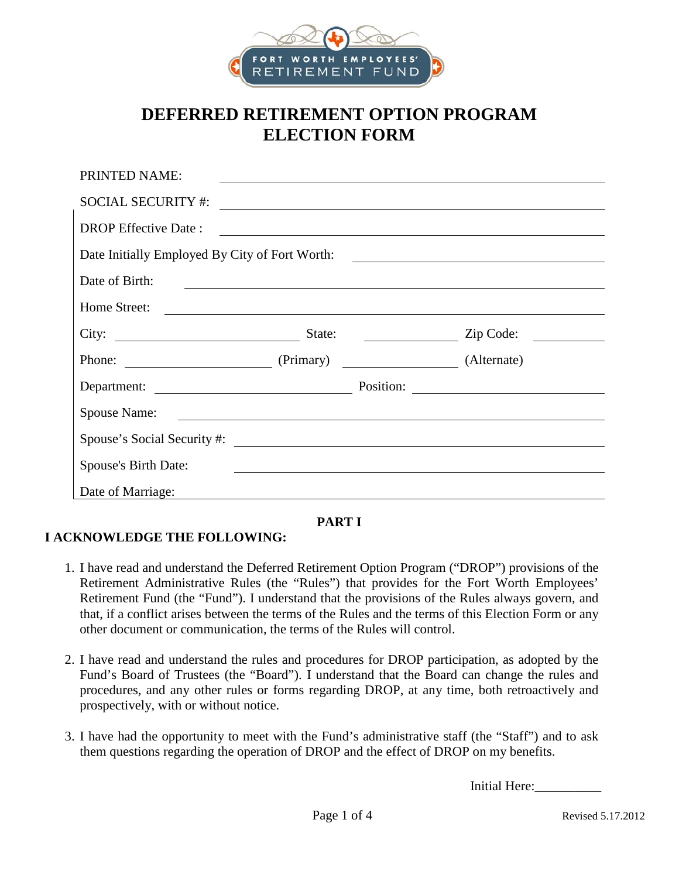# DEFERRED RETIREMENT OPTION PROGRAM ELECTION FORM

PRINTED NAME: ______________________________

SOCIAL SECURITY #: ______________________________

DROP Effective Date : ______________________________

Date Initially Employed By City of Fort Worth: ______________________________

Date of Birth: ______________________________

Home Street: ______________________________

City: ______________ State: ______________ Zip Code: ______________

Phone: ______________ (Primary) ______________ (Alternate)

Department: ______________ Position: ______________

Spouse Name: ______________________________

Spouse's Social Security #: ______________________________

Spouse's Birth Date: ______________________________

Date of Marriage: ______________________________

## PART I

**I ACKNOWLEDGE THE FOLLOWING:**

1. I have read and understand the Deferred Retirement Option Program ("DROP") provisions of the Retirement Administrative Rules (the "Rules") that provides for the Fort Worth Employees' Retirement Fund (the "Fund"). I understand that the provisions of the Rules always govern, and that, if a conflict arises between the terms of the Rules and the terms of this Election Form or any other document or communication, the terms of the Rules will control.

2. I have read and understand the rules and procedures for DROP participation, as adopted by the Fund's Board of Trustees (the "Board"). I understand that the Board can change the rules and procedures, and any other rules or forms regarding DROP, at any time, both retroactively and prospectively, with or without notice.

3. I have had the opportunity to meet with the Fund's administrative staff (the "Staff") and to ask them questions regarding the operation of DROP and the effect of DROP on my benefits.

Initial Here:__________

Revised 5.17.2012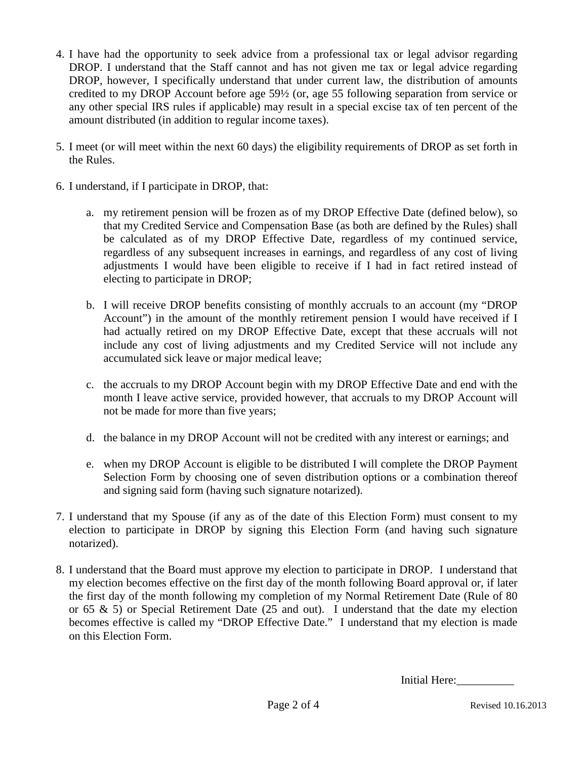4. I have had the opportunity to seek advice from a professional tax or legal advisor regarding DROP. I understand that the Staff cannot and has not given me tax or legal advice regarding DROP, however, I specifically understand that under current law, the distribution of amounts credited to my DROP Account before age 59½ (or, age 55 following separation from service or any other special IRS rules if applicable) may result in a special excise tax of ten percent of the amount distributed (in addition to regular income taxes).

5. I meet (or will meet within the next 60 days) the eligibility requirements of DROP as set forth in the Rules.

6. I understand, if I participate in DROP, that:

   a. my retirement pension will be frozen as of my DROP Effective Date (defined below), so that my Credited Service and Compensation Base (as both are defined by the Rules) shall be calculated as of my DROP Effective Date, regardless of my continued service, regardless of any subsequent increases in earnings, and regardless of any cost of living adjustments I would have been eligible to receive if I had in fact retired instead of electing to participate in DROP;

   b. I will receive DROP benefits consisting of monthly accruals to an account (my "DROP Account") in the amount of the monthly retirement pension I would have received if I had actually retired on my DROP Effective Date, except that these accruals will not include any cost of living adjustments and my Credited Service will not include any accumulated sick leave or major medical leave;

   c. the accruals to my DROP Account begin with my DROP Effective Date and end with the month I leave active service, provided however, that accruals to my DROP Account will not be made for more than five years;

   d. the balance in my DROP Account will not be credited with any interest or earnings; and

   e. when my DROP Account is eligible to be distributed I will complete the DROP Payment Selection Form by choosing one of seven distribution options or a combination thereof and signing said form (having such signature notarized).

7. I understand that my Spouse (if any as of the date of this Election Form) must consent to my election to participate in DROP by signing this Election Form (and having such signature notarized).

8. I understand that the Board must approve my election to participate in DROP. I understand that my election becomes effective on the first day of the month following Board approval or, if later the first day of the month following my completion of my Normal Retirement Date (Rule of 80 or 65 & 5) or Special Retirement Date (25 and out). I understand that the date my election becomes effective is called my "DROP Effective Date." I understand that my election is made on this Election Form.

Initial Here:__________

Revised 10.16.2013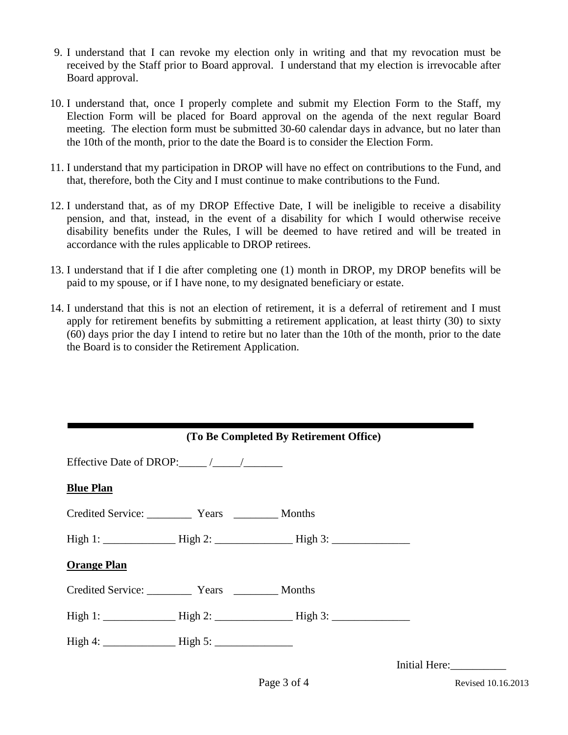9. I understand that I can revoke my election only in writing and that my revocation must be received by the Staff prior to Board approval. I understand that my election is irrevocable after Board approval.

10. I understand that, once I properly complete and submit my Election Form to the Staff, my Election Form will be placed for Board approval on the agenda of the next regular Board meeting. The election form must be submitted 30-60 calendar days in advance, but no later than the 10th of the month, prior to the date the Board is to consider the Election Form.

11. I understand that my participation in DROP will have no effect on contributions to the Fund, and that, therefore, both the City and I must continue to make contributions to the Fund.

12. I understand that, as of my DROP Effective Date, I will be ineligible to receive a disability pension, and that, instead, in the event of a disability for which I would otherwise receive disability benefits under the Rules, I will be deemed to have retired and will be treated in accordance with the rules applicable to DROP retirees.

13. I understand that if I die after completing one (1) month in DROP, my DROP benefits will be paid to my spouse, or if I have none, to my designated beneficiary or estate.

14. I understand that this is not an election of retirement, it is a deferral of retirement and I must apply for retirement benefits by submitting a retirement application, at least thirty (30) to sixty (60) days prior the day I intend to retire but no later than the 10th of the month, prior to the date the Board is to consider the Retirement Application.

---

**(To Be Completed By Retirement Office)**

Effective Date of DROP:_____ /_____/_______

**Blue Plan**

Credited Service: ________ Years ________ Months

High 1: _____________ High 2: ______________ High 3: ______________

**Orange Plan**

Credited Service: ________ Years ________ Months

High 1: _____________ High 2: ______________ High 3: ______________

High 4: _____________ High 5: ______________

Initial Here:__________

Revised 10.16.2013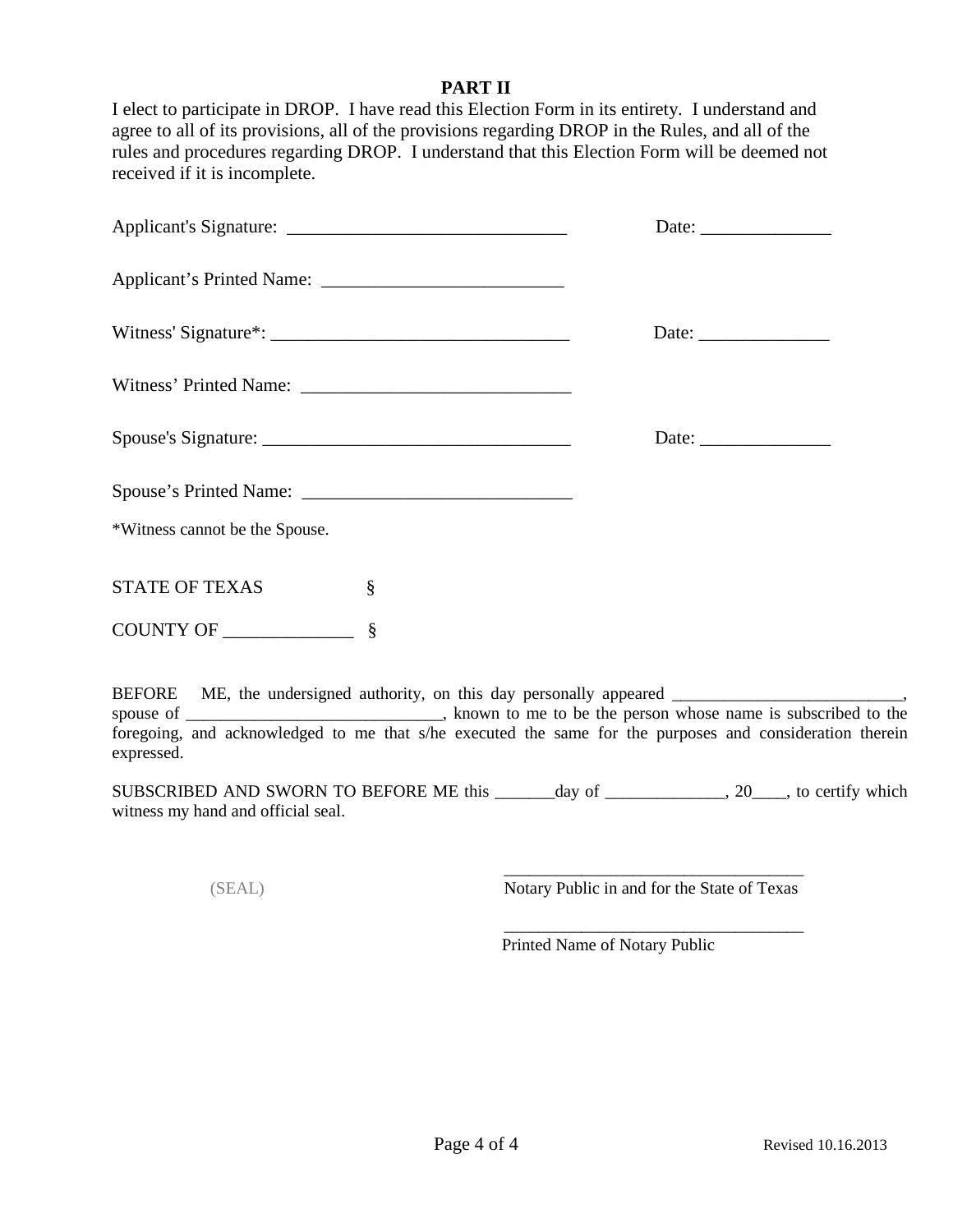## PART II

I elect to participate in DROP. I have read this Election Form in its entirety. I understand and agree to all of its provisions, all of the provisions regarding DROP in the Rules, and all of the rules and procedures regarding DROP. I understand that this Election Form will be deemed not received if it is incomplete.

Applicant's Signature: ______________________________ Date: ______________

Applicant's Printed Name: __________________________

Witness' Signature*: ________________________________ Date: ______________

Witness' Printed Name: _____________________________

Spouse's Signature: _________________________________ Date: ______________

Spouse's Printed Name: _____________________________

*Witness cannot be the Spouse.

STATE OF TEXAS §

COUNTY OF ______________ §

BEFORE ME, the undersigned authority, on this day personally appeared __________________________, spouse of _____________________________, known to me to be the person whose name is subscribed to the foregoing, and acknowledged to me that s/he executed the same for the purposes and consideration therein expressed.

SUBSCRIBED AND SWORN TO BEFORE ME this _______day of ______________, 20____, to certify which witness my hand and official seal.

(SEAL)

___________________________________
Notary Public in and for the State of Texas

___________________________________
Printed Name of Notary Public

Revised 10.16.2013